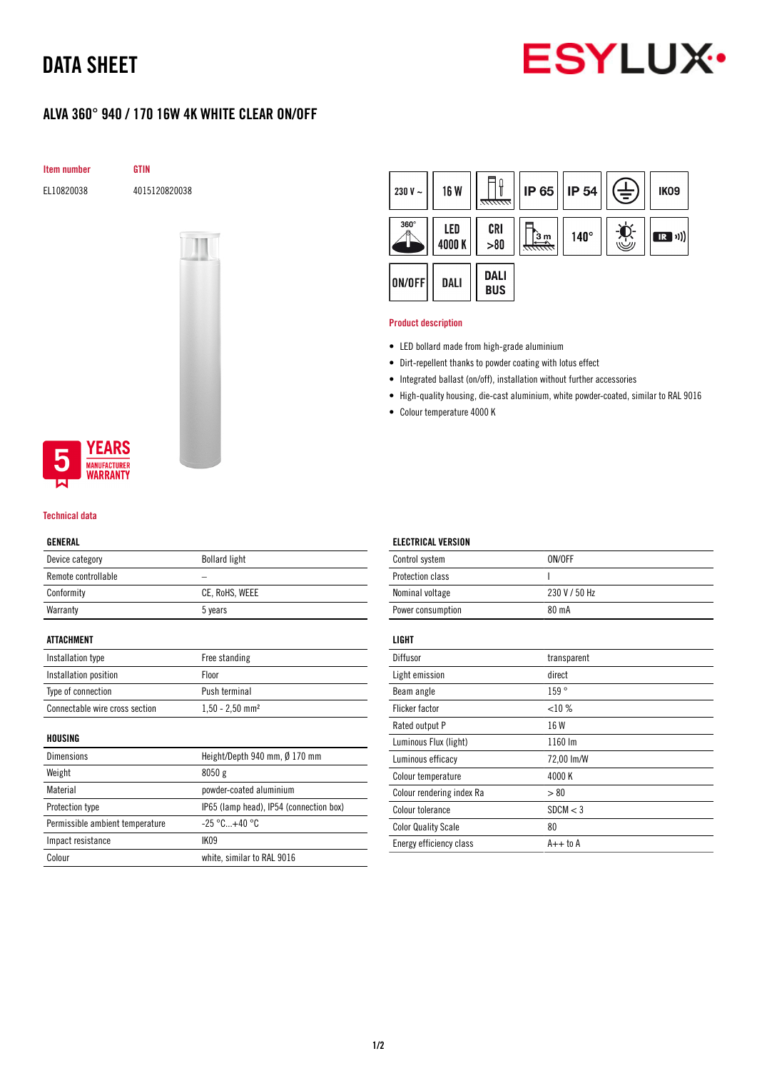# DATA SHEET

## ALVA 360° 940 / 170 16W 4K WHITE CLEAR ON/OFF

| Item number | GTIN |
| --- | --- |
| EL10820038 | 4015120820038 |

230 V ~ | 16 W | IP 65 | IP 54 | IK09 | 360° | LED 4000 K | CRI >80 | 3 m | 140° | ON/OFF | DALI | DALI BUS

5 YEARS MANUFACTURER WARRANTY

### Product description

- LED bollard made from high-grade aluminium
- Dirt-repellent thanks to powder coating with lotus effect
- Integrated ballast (on/off), installation without further accessories
- High-quality housing, die-cast aluminium, white powder-coated, similar to RAL 9016
- Colour temperature 4000 K

### Technical data

| GENERAL | |
| --- | --- |
| Device category | Bollard light |
| Remote controllable | – |
| Conformity | CE, RoHS, WEEE |
| Warranty | 5 years |

| ATTACHMENT | |
| --- | --- |
| Installation type | Free standing |
| Installation position | Floor |
| Type of connection | Push terminal |
| Connectable wire cross section | 1,50 - 2,50 mm² |

| HOUSING | |
| --- | --- |
| Dimensions | Height/Depth 940 mm, Ø 170 mm |
| Weight | 8050 g |
| Material | powder-coated aluminium |
| Protection type | IP65 (lamp head), IP54 (connection box) |
| Permissible ambient temperature | -25 °C...+40 °C |
| Impact resistance | IK09 |
| Colour | white, similar to RAL 9016 |

| ELECTRICAL VERSION | |
| --- | --- |
| Control system | ON/OFF |
| Protection class | I |
| Nominal voltage | 230 V / 50 Hz |
| Power consumption | 80 mA |

| LIGHT | |
| --- | --- |
| Diffusor | transparent |
| Light emission | direct |
| Beam angle | 159 ° |
| Flicker factor | <10 % |
| Rated output P | 16 W |
| Luminous Flux (light) | 1160 lm |
| Luminous efficacy | 72,00 lm/W |
| Colour temperature | 4000 K |
| Colour rendering index Ra | > 80 |
| Colour tolerance | SDCM < 3 |
| Color Quality Scale | 80 |
| Energy efficiency class | A++ to A |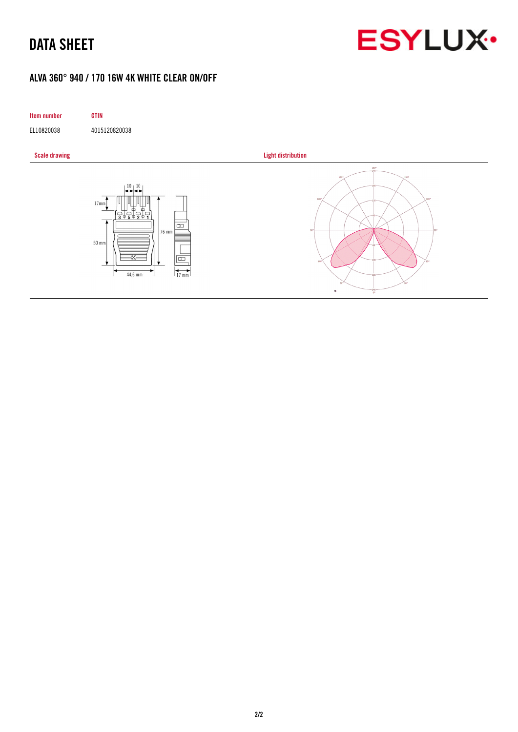# DATA SHEET

## ALVA 360° 940 / 170 16W 4K WHITE CLEAR ON/OFF

| Item number | GTIN |
| --- | --- |
| EL10820038 | 4015120820038 |

**Scale drawing**

10
10
17mm
3
5
2
1
50 mm
76 mm
44,6 mm
17 mm

**Light distribution**

180°
150°
150°
120°
120°
90°
90°
60°
60°
30°
30°
0°
240
180
120
60
60
120
180
240